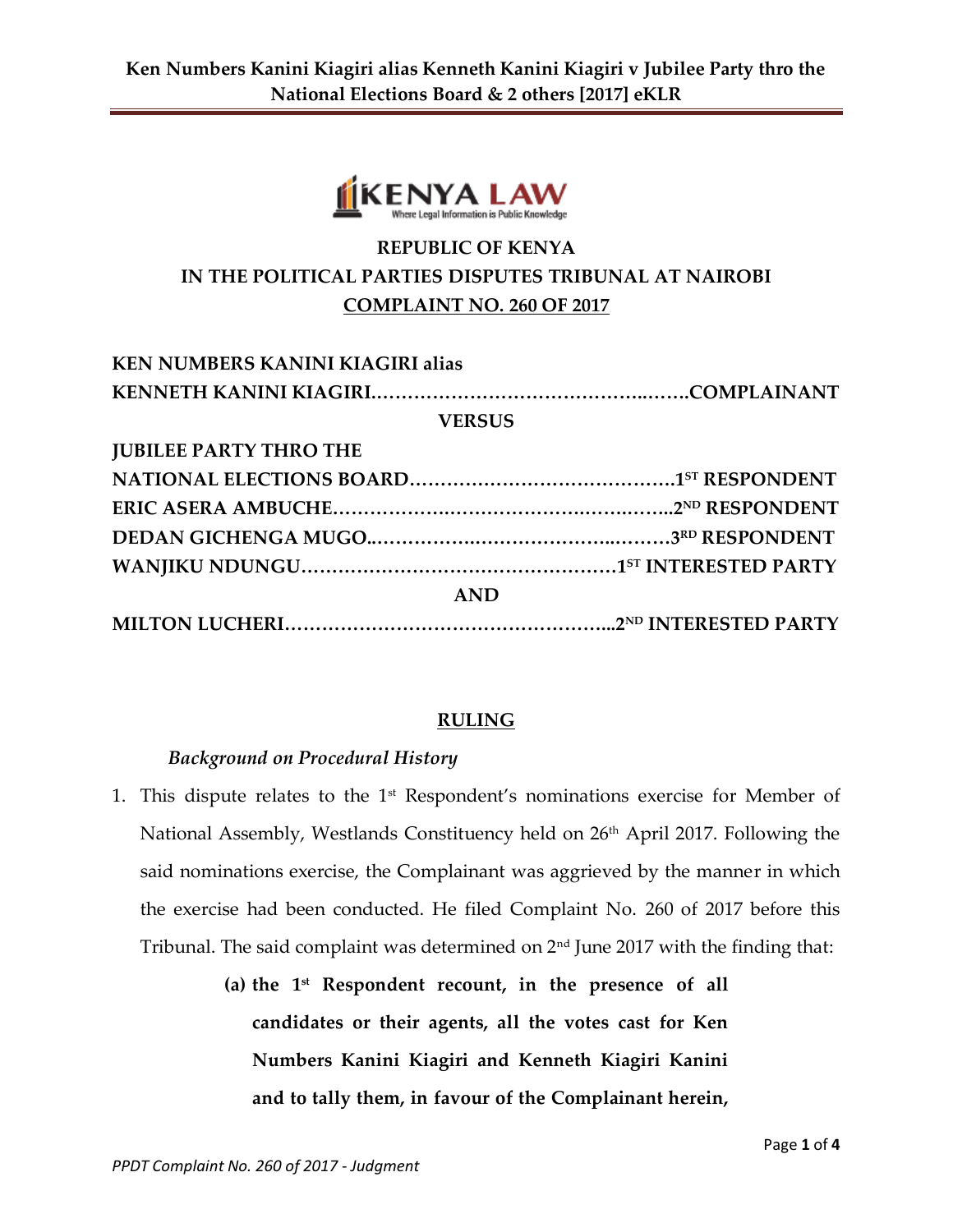REPUBLIC OF KENYA

IN THE POLITICAL PARTIES DISPUTES TRIBUNAL AT NAIROBI

COMPLAINT NO. 260 OF 2017

**KEN NUMBERS KANINI KIAGIRI alias KENNETH KANINI KIAGIRI……………………………………..…….COMPLAINANT**

**VERSUS**

**JUBILEE PARTY THRO THE NATIONAL ELECTIONS BOARD……………………………………1ST RESPONDENT**

**ERIC ASERA AMBUCHE…………….………………………….……….…..2ND RESPONDENT**

**DEDAN GICHENGA MUGO..……………..…………………..………3RD RESPONDENT**

**WANJIKU NDUNGU……………………………………………1ST INTERESTED PARTY**

**AND**

**MILTON LUCHERI……………………………………………...2ND INTERESTED PARTY**

## RULING

### *Background on Procedural History*

1. This dispute relates to the 1st Respondent's nominations exercise for Member of National Assembly, Westlands Constituency held on 26th April 2017. Following the said nominations exercise, the Complainant was aggrieved by the manner in which the exercise had been conducted. He filed Complaint No. 260 of 2017 before this Tribunal. The said complaint was determined on 2nd June 2017 with the finding that:

   **(a) the 1st Respondent recount, in the presence of all candidates or their agents, all the votes cast for Ken Numbers Kanini Kiagiri and Kenneth Kiagiri Kanini and to tally them, in favour of the Complainant herein,**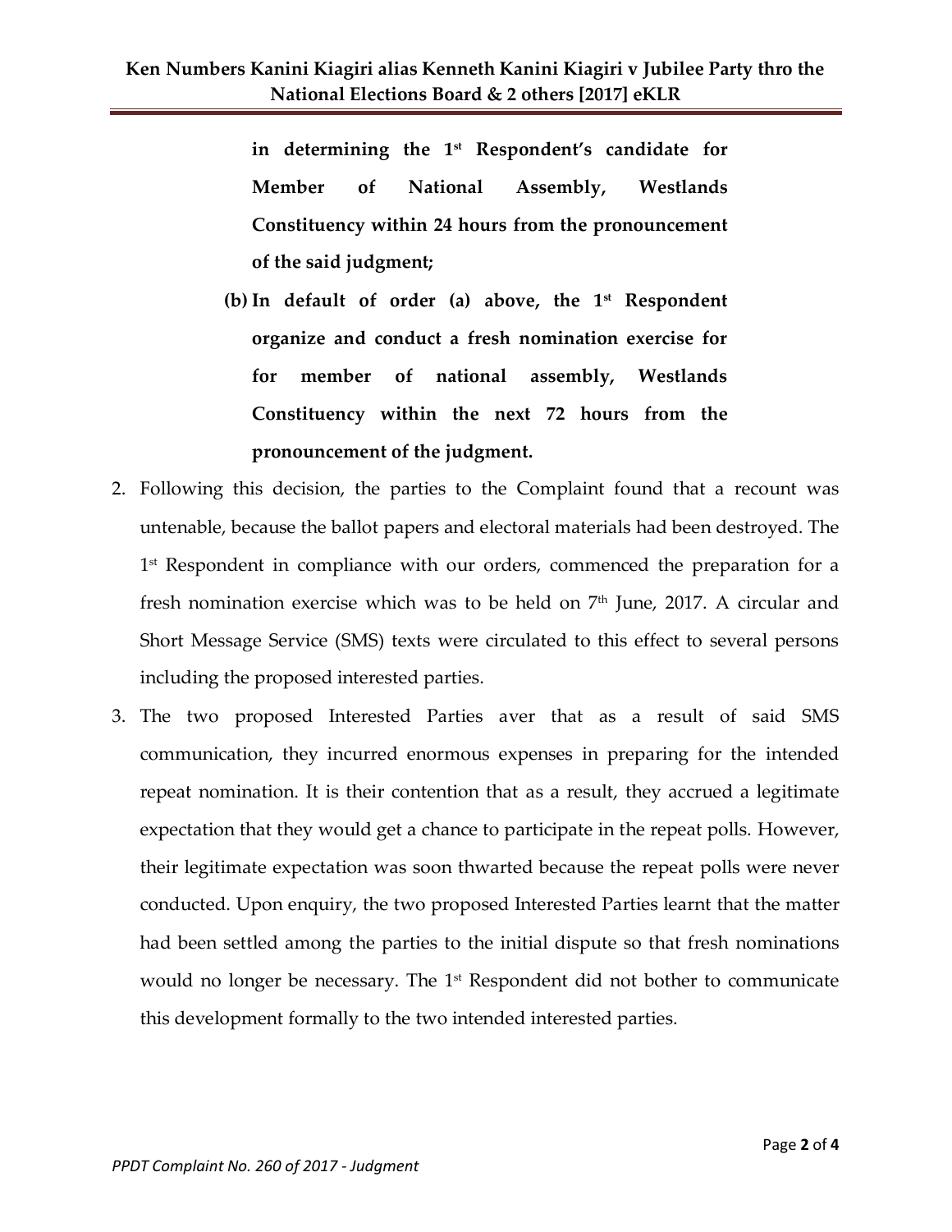**in determining the 1st Respondent's candidate for Member of National Assembly, Westlands Constituency within 24 hours from the pronouncement of the said judgment;**

**(b) In default of order (a) above, the 1st Respondent organize and conduct a fresh nomination exercise for for member of national assembly, Westlands Constituency within the next 72 hours from the pronouncement of the judgment.**

2. Following this decision, the parties to the Complaint found that a recount was untenable, because the ballot papers and electoral materials had been destroyed. The 1st Respondent in compliance with our orders, commenced the preparation for a fresh nomination exercise which was to be held on 7th June, 2017. A circular and Short Message Service (SMS) texts were circulated to this effect to several persons including the proposed interested parties.

3. The two proposed Interested Parties aver that as a result of said SMS communication, they incurred enormous expenses in preparing for the intended repeat nomination. It is their contention that as a result, they accrued a legitimate expectation that they would get a chance to participate in the repeat polls. However, their legitimate expectation was soon thwarted because the repeat polls were never conducted. Upon enquiry, the two proposed Interested Parties learnt that the matter had been settled among the parties to the initial dispute so that fresh nominations would no longer be necessary. The 1st Respondent did not bother to communicate this development formally to the two intended interested parties.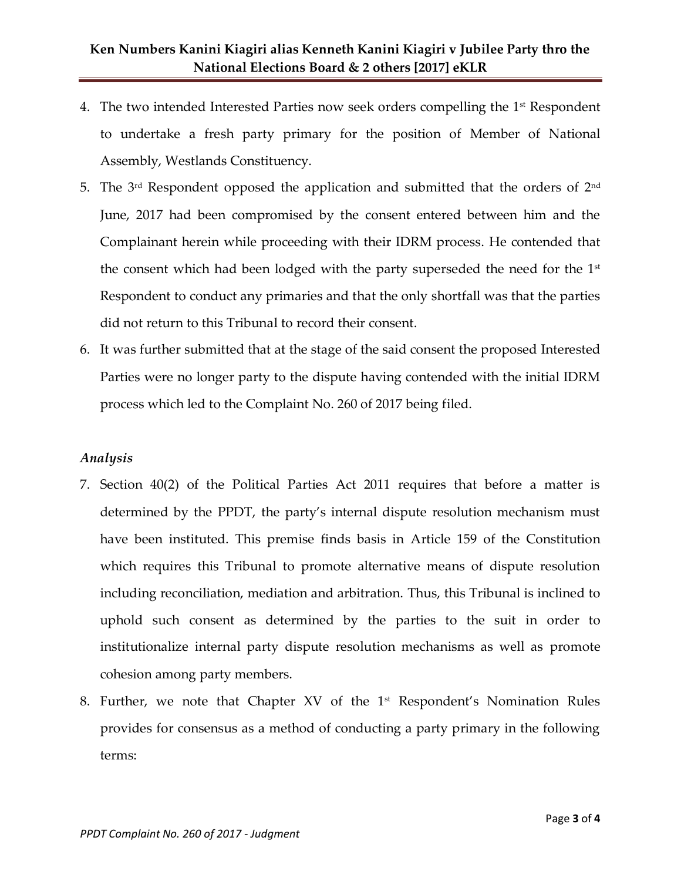4. The two intended Interested Parties now seek orders compelling the 1st Respondent to undertake a fresh party primary for the position of Member of National Assembly, Westlands Constituency.
5. The 3rd Respondent opposed the application and submitted that the orders of 2nd June, 2017 had been compromised by the consent entered between him and the Complainant herein while proceeding with their IDRM process. He contended that the consent which had been lodged with the party superseded the need for the 1st Respondent to conduct any primaries and that the only shortfall was that the parties did not return to this Tribunal to record their consent.
6. It was further submitted that at the stage of the said consent the proposed Interested Parties were no longer party to the dispute having contended with the initial IDRM process which led to the Complaint No. 260 of 2017 being filed.

*Analysis*

7. Section 40(2) of the Political Parties Act 2011 requires that before a matter is determined by the PPDT, the party's internal dispute resolution mechanism must have been instituted. This premise finds basis in Article 159 of the Constitution which requires this Tribunal to promote alternative means of dispute resolution including reconciliation, mediation and arbitration. Thus, this Tribunal is inclined to uphold such consent as determined by the parties to the suit in order to institutionalize internal party dispute resolution mechanisms as well as promote cohesion among party members.
8. Further, we note that Chapter XV of the 1st Respondent's Nomination Rules provides for consensus as a method of conducting a party primary in the following terms: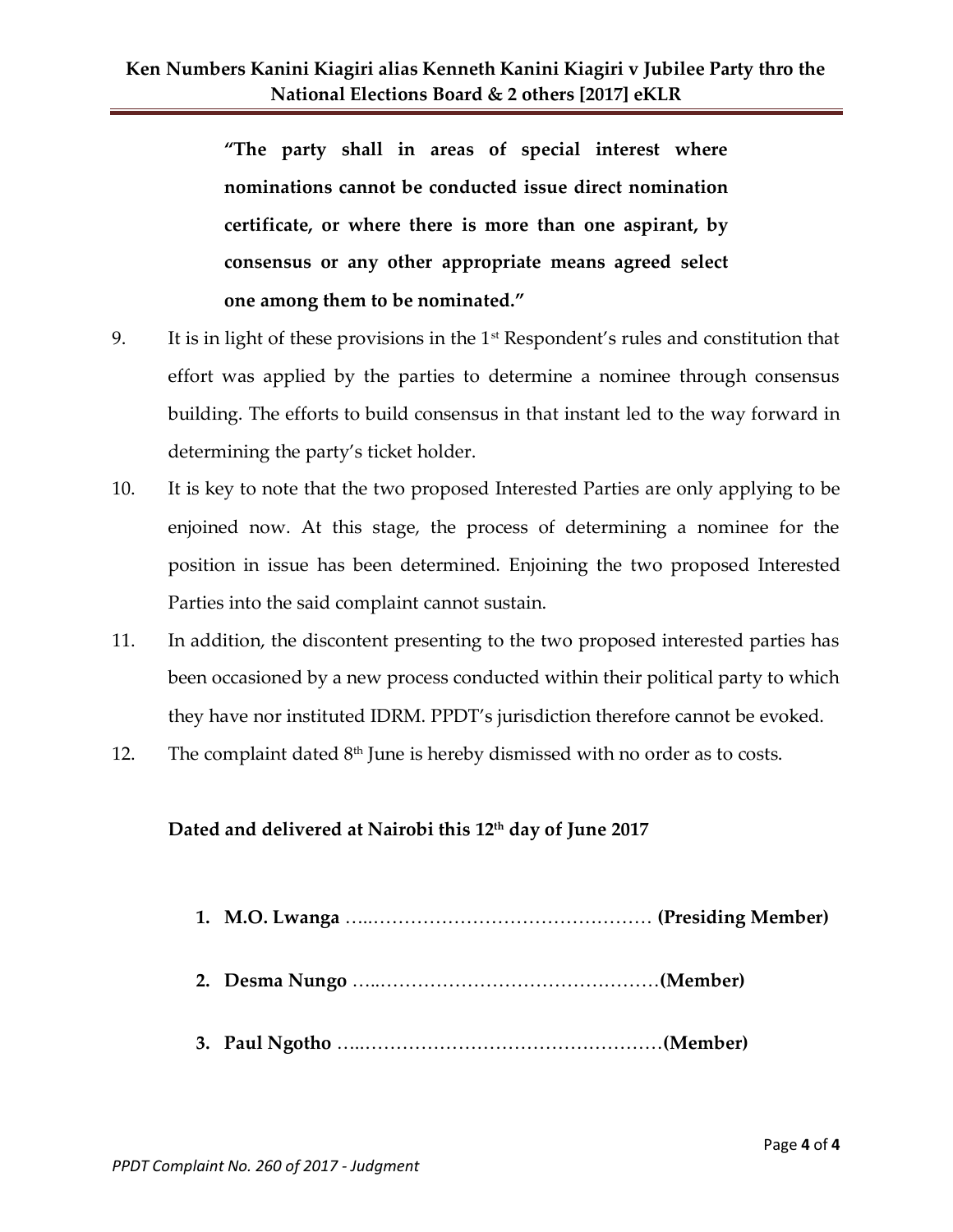> **"The party shall in areas of special interest where nominations cannot be conducted issue direct nomination certificate, or where there is more than one aspirant, by consensus or any other appropriate means agreed select one among them to be nominated."**

9. It is in light of these provisions in the 1st Respondent's rules and constitution that effort was applied by the parties to determine a nominee through consensus building. The efforts to build consensus in that instant led to the way forward in determining the party's ticket holder.
10. It is key to note that the two proposed Interested Parties are only applying to be enjoined now. At this stage, the process of determining a nominee for the position in issue has been determined. Enjoining the two proposed Interested Parties into the said complaint cannot sustain.
11. In addition, the discontent presenting to the two proposed interested parties has been occasioned by a new process conducted within their political party to which they have nor instituted IDRM. PPDT's jurisdiction therefore cannot be evoked.
12. The complaint dated 8th June is hereby dismissed with no order as to costs.

**Dated and delivered at Nairobi this 12th day of June 2017**

1. **M.O. Lwanga** ….……………………………………… **(Presiding Member)**
2. **Desma Nungo** ….………………………………………**(Member)**
3. **Paul Ngotho** ….…………………………………………**(Member)**